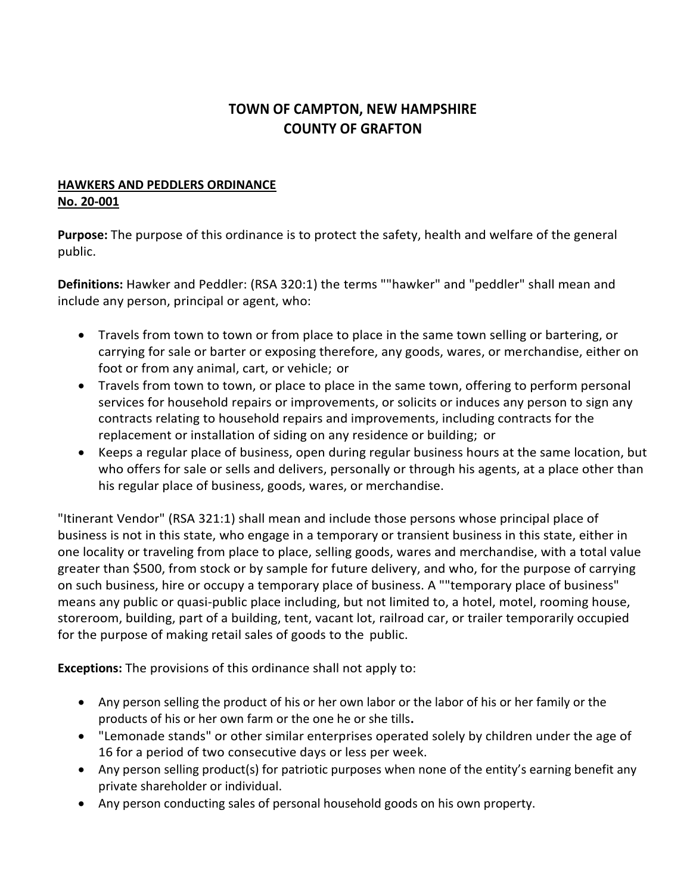# TOWN OF CAMPTON, NEW HAMPSHIRE
# COUNTY OF GRAFTON

## HAWKERS AND PEDDLERS ORDINANCE
## No. 20-001

**Purpose:** The purpose of this ordinance is to protect the safety, health and welfare of the general public.

**Definitions:** Hawker and Peddler: (RSA 320:1) the terms ""hawker" and "peddler" shall mean and include any person, principal or agent, who:

- Travels from town to town or from place to place in the same town selling or bartering, or carrying for sale or barter or exposing therefore, any goods, wares, or merchandise, either on foot or from any animal, cart, or vehicle; or
- Travels from town to town, or place to place in the same town, offering to perform personal services for household repairs or improvements, or solicits or induces any person to sign any contracts relating to household repairs and improvements, including contracts for the replacement or installation of siding on any residence or building; or
- Keeps a regular place of business, open during regular business hours at the same location, but who offers for sale or sells and delivers, personally or through his agents, at a place other than his regular place of business, goods, wares, or merchandise.

"Itinerant Vendor" (RSA 321:1) shall mean and include those persons whose principal place of business is not in this state, who engage in a temporary or transient business in this state, either in one locality or traveling from place to place, selling goods, wares and merchandise, with a total value greater than $500, from stock or by sample for future delivery, and who, for the purpose of carrying on such business, hire or occupy a temporary place of business. A ""temporary place of business" means any public or quasi-public place including, but not limited to, a hotel, motel, rooming house, storeroom, building, part of a building, tent, vacant lot, railroad car, or trailer temporarily occupied for the purpose of making retail sales of goods to the public.

**Exceptions:** The provisions of this ordinance shall not apply to:

- Any person selling the product of his or her own labor or the labor of his or her family or the products of his or her own farm or the one he or she tills**.**
- "Lemonade stands" or other similar enterprises operated solely by children under the age of 16 for a period of two consecutive days or less per week.
- Any person selling product(s) for patriotic purposes when none of the entity's earning benefit any private shareholder or individual.
- Any person conducting sales of personal household goods on his own property.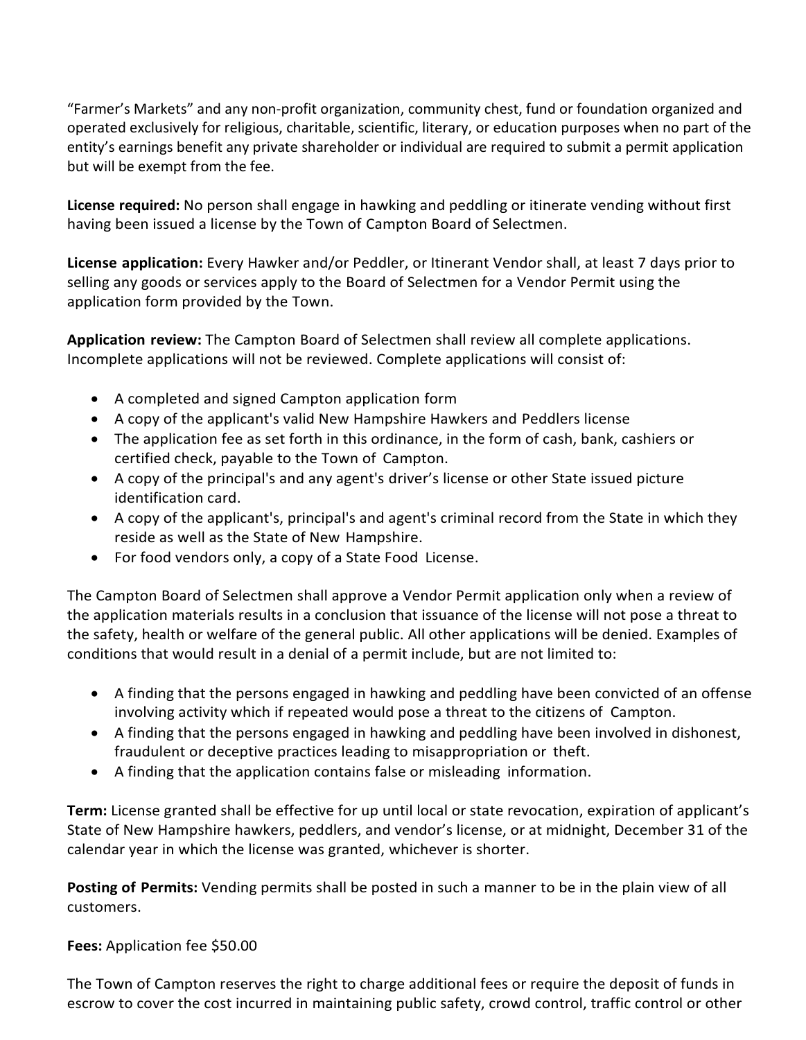"Farmer's Markets" and any non-profit organization, community chest, fund or foundation organized and operated exclusively for religious, charitable, scientific, literary, or education purposes when no part of the entity's earnings benefit any private shareholder or individual are required to submit a permit application but will be exempt from the fee.

**License required:** No person shall engage in hawking and peddling or itinerate vending without first having been issued a license by the Town of Campton Board of Selectmen.

**License application:** Every Hawker and/or Peddler, or Itinerant Vendor shall, at least 7 days prior to selling any goods or services apply to the Board of Selectmen for a Vendor Permit using the application form provided by the Town.

**Application review:** The Campton Board of Selectmen shall review all complete applications. Incomplete applications will not be reviewed. Complete applications will consist of:

- A completed and signed Campton application form
- A copy of the applicant's valid New Hampshire Hawkers and Peddlers license
- The application fee as set forth in this ordinance, in the form of cash, bank, cashiers or certified check, payable to the Town of Campton.
- A copy of the principal's and any agent's driver's license or other State issued picture identification card.
- A copy of the applicant's, principal's and agent's criminal record from the State in which they reside as well as the State of New Hampshire.
- For food vendors only, a copy of a State Food License.

The Campton Board of Selectmen shall approve a Vendor Permit application only when a review of the application materials results in a conclusion that issuance of the license will not pose a threat to the safety, health or welfare of the general public. All other applications will be denied. Examples of conditions that would result in a denial of a permit include, but are not limited to:

- A finding that the persons engaged in hawking and peddling have been convicted of an offense involving activity which if repeated would pose a threat to the citizens of Campton.
- A finding that the persons engaged in hawking and peddling have been involved in dishonest, fraudulent or deceptive practices leading to misappropriation or theft.
- A finding that the application contains false or misleading information.

**Term:** License granted shall be effective for up until local or state revocation, expiration of applicant's State of New Hampshire hawkers, peddlers, and vendor's license, or at midnight, December 31 of the calendar year in which the license was granted, whichever is shorter.

**Posting of Permits:** Vending permits shall be posted in such a manner to be in the plain view of all customers.

**Fees:** Application fee $50.00

The Town of Campton reserves the right to charge additional fees or require the deposit of funds in escrow to cover the cost incurred in maintaining public safety, crowd control, traffic control or other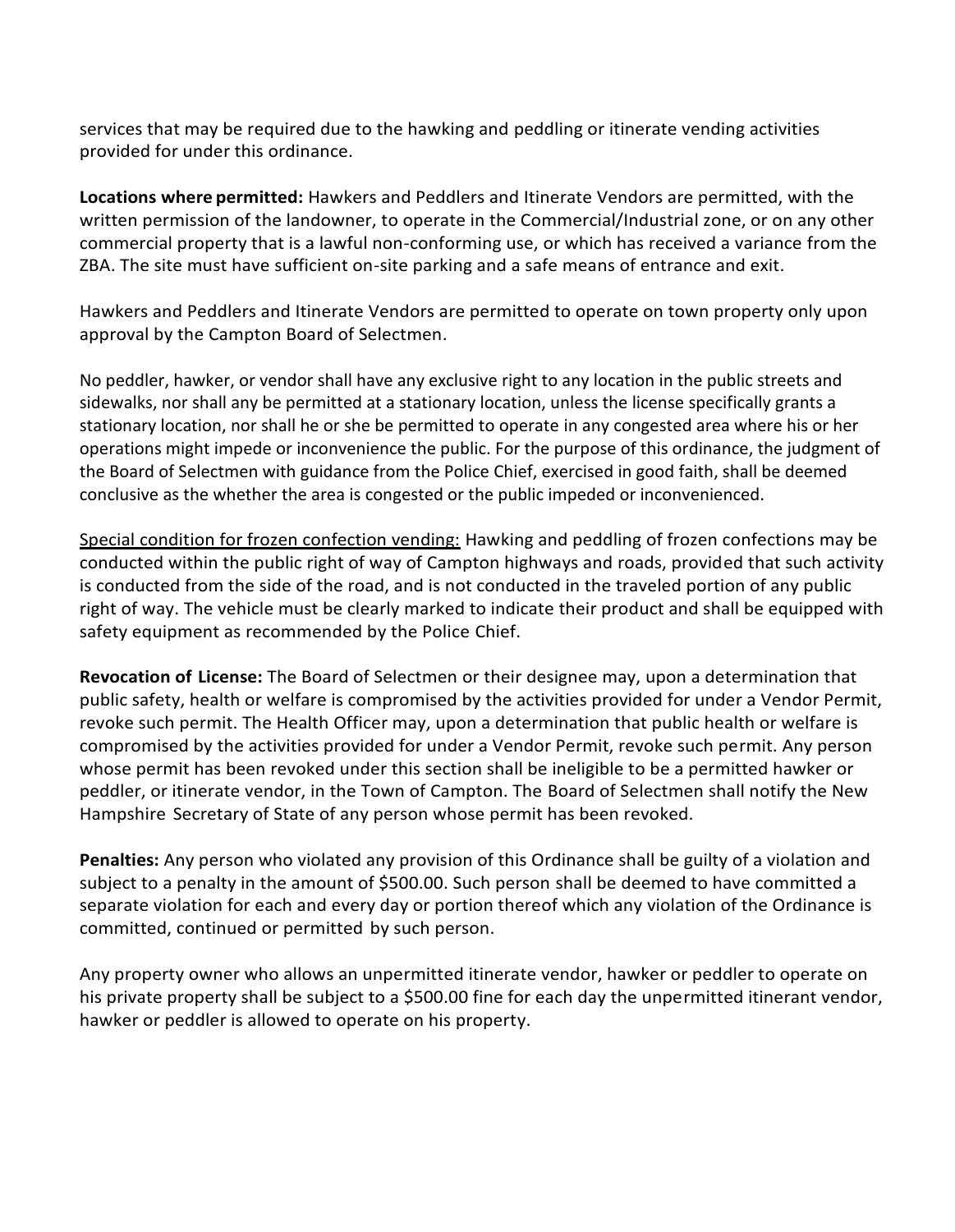services that may be required due to the hawking and peddling or itinerate vending activities provided for under this ordinance.

**Locations where permitted:** Hawkers and Peddlers and Itinerate Vendors are permitted, with the written permission of the landowner, to operate in the Commercial/Industrial zone, or on any other commercial property that is a lawful non-conforming use, or which has received a variance from the ZBA. The site must have sufficient on-site parking and a safe means of entrance and exit.

Hawkers and Peddlers and Itinerate Vendors are permitted to operate on town property only upon approval by the Campton Board of Selectmen.

No peddler, hawker, or vendor shall have any exclusive right to any location in the public streets and sidewalks, nor shall any be permitted at a stationary location, unless the license specifically grants a stationary location, nor shall he or she be permitted to operate in any congested area where his or her operations might impede or inconvenience the public. For the purpose of this ordinance, the judgment of the Board of Selectmen with guidance from the Police Chief, exercised in good faith, shall be deemed conclusive as the whether the area is congested or the public impeded or inconvenienced.

<u>Special condition for frozen confection vending:</u> Hawking and peddling of frozen confections may be conducted within the public right of way of Campton highways and roads, provided that such activity is conducted from the side of the road, and is not conducted in the traveled portion of any public right of way. The vehicle must be clearly marked to indicate their product and shall be equipped with safety equipment as recommended by the Police Chief.

**Revocation of License:** The Board of Selectmen or their designee may, upon a determination that public safety, health or welfare is compromised by the activities provided for under a Vendor Permit, revoke such permit. The Health Officer may, upon a determination that public health or welfare is compromised by the activities provided for under a Vendor Permit, revoke such permit. Any person whose permit has been revoked under this section shall be ineligible to be a permitted hawker or peddler, or itinerate vendor, in the Town of Campton. The Board of Selectmen shall notify the New Hampshire Secretary of State of any person whose permit has been revoked.

**Penalties:** Any person who violated any provision of this Ordinance shall be guilty of a violation and subject to a penalty in the amount of $500.00. Such person shall be deemed to have committed a separate violation for each and every day or portion thereof which any violation of the Ordinance is committed, continued or permitted by such person.

Any property owner who allows an unpermitted itinerate vendor, hawker or peddler to operate on his private property shall be subject to a $500.00 fine for each day the unpermitted itinerant vendor, hawker or peddler is allowed to operate on his property.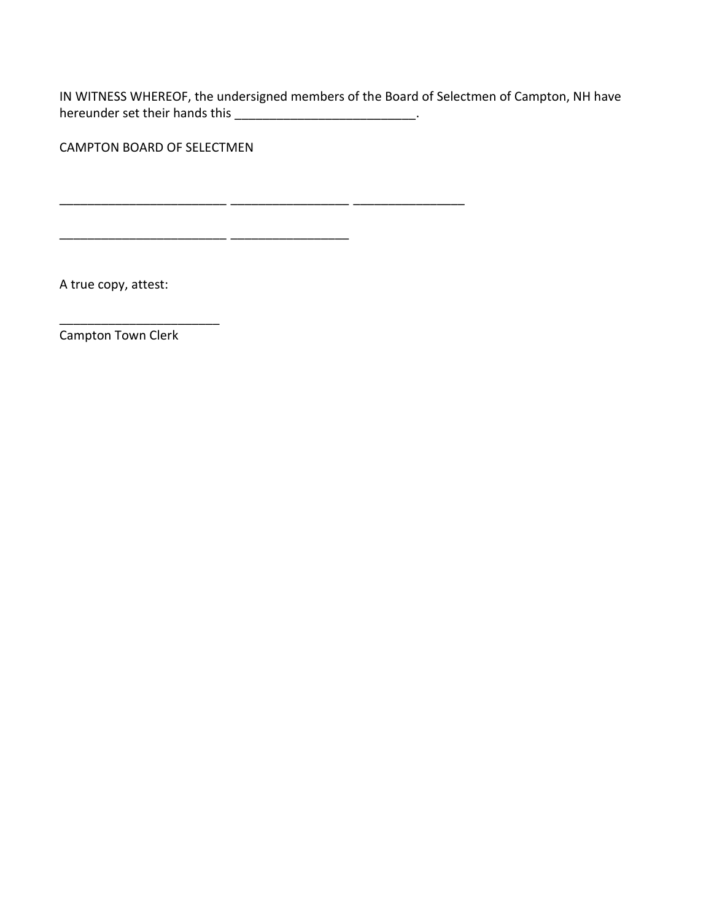IN WITNESS WHEREOF, the undersigned members of the Board of Selectmen of Campton, NH have hereunder set their hands this __________________________.

CAMPTON BOARD OF SELECTMEN

________________________ _________________ ________________

________________________ _________________

A true copy, attest:

_______________________
Campton Town Clerk